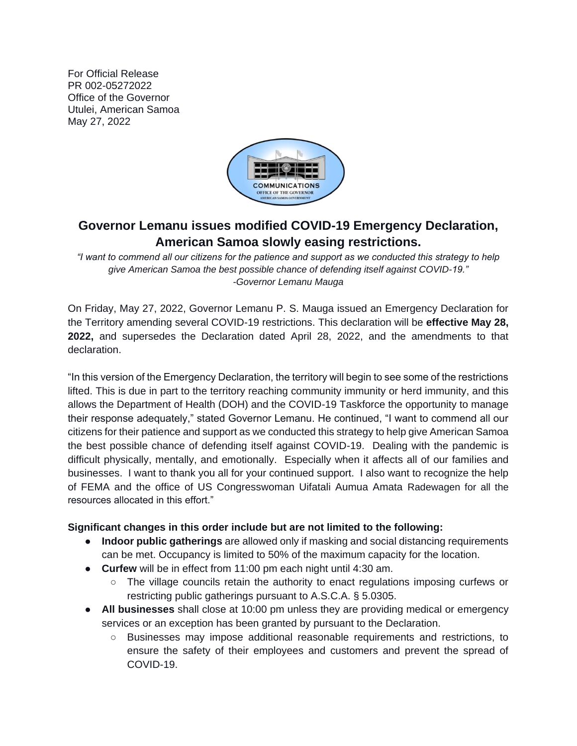For Official Release
PR 002-05272022
Office of the Governor
Utulei, American Samoa
May 27, 2022

COMMUNICATIONS
OFFICE OF THE GOVERNOR
AMERICAN SAMOA GOVERNMENT

## Governor Lemanu issues modified COVID-19 Emergency Declaration, American Samoa slowly easing restrictions.

*"I want to commend all our citizens for the patience and support as we conducted this strategy to help give American Samoa the best possible chance of defending itself against COVID-19."*
*-Governor Lemanu Mauga*

On Friday, May 27, 2022, Governor Lemanu P. S. Mauga issued an Emergency Declaration for the Territory amending several COVID-19 restrictions. This declaration will be **effective May 28, 2022,** and supersedes the Declaration dated April 28, 2022, and the amendments to that declaration.

"In this version of the Emergency Declaration, the territory will begin to see some of the restrictions lifted. This is due in part to the territory reaching community immunity or herd immunity, and this allows the Department of Health (DOH) and the COVID-19 Taskforce the opportunity to manage their response adequately," stated Governor Lemanu. He continued, "I want to commend all our citizens for their patience and support as we conducted this strategy to help give American Samoa the best possible chance of defending itself against COVID-19. Dealing with the pandemic is difficult physically, mentally, and emotionally. Especially when it affects all of our families and businesses. I want to thank you all for your continued support. I also want to recognize the help of FEMA and the office of US Congresswoman Uifatali Aumua Amata Radewagen for all the resources allocated in this effort."

**Significant changes in this order include but are not limited to the following:**

- **Indoor public gatherings** are allowed only if masking and social distancing requirements can be met. Occupancy is limited to 50% of the maximum capacity for the location.
- **Curfew** will be in effect from 11:00 pm each night until 4:30 am.
  - The village councils retain the authority to enact regulations imposing curfews or restricting public gatherings pursuant to A.S.C.A. § 5.0305.
- **All businesses** shall close at 10:00 pm unless they are providing medical or emergency services or an exception has been granted by pursuant to the Declaration.
  - Businesses may impose additional reasonable requirements and restrictions, to ensure the safety of their employees and customers and prevent the spread of COVID-19.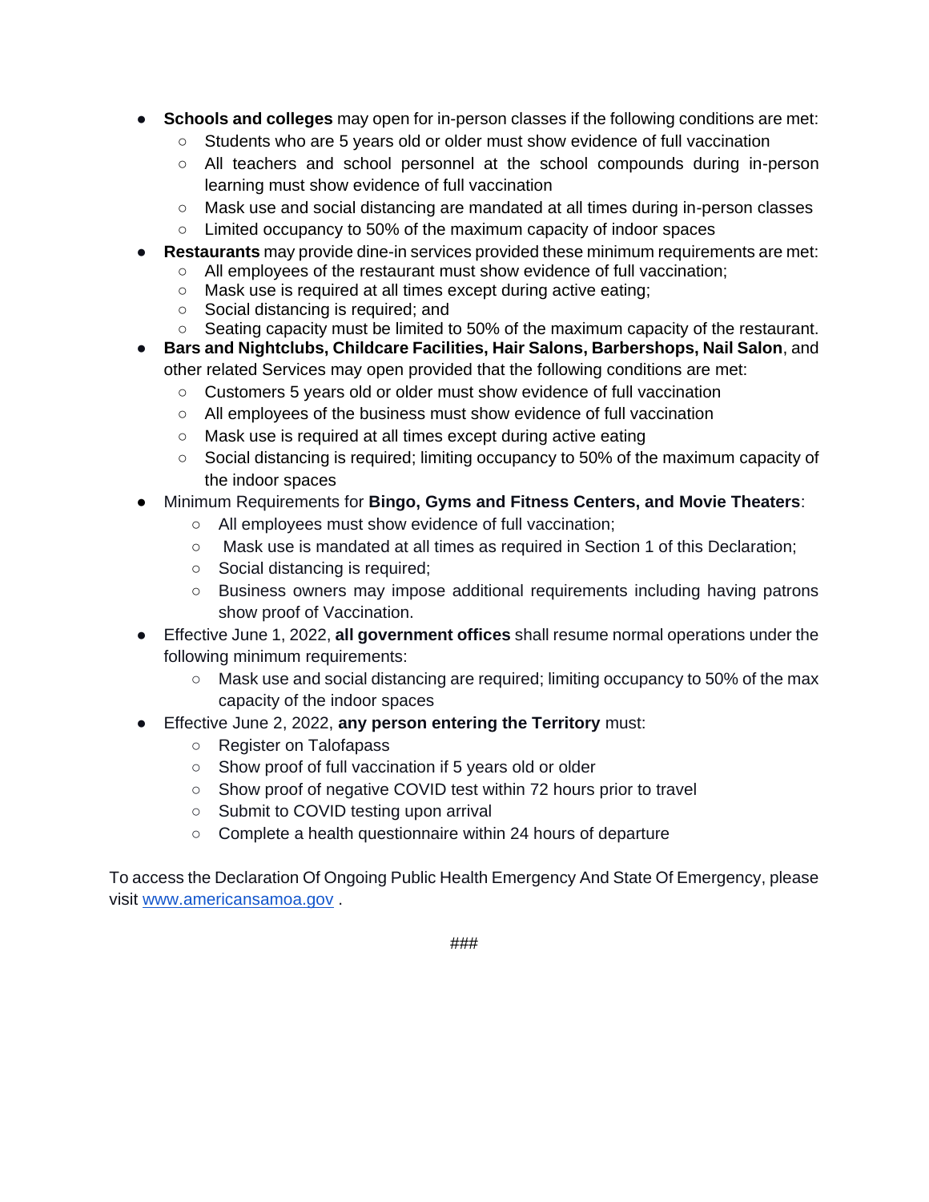- **Schools and colleges** may open for in-person classes if the following conditions are met:
  - Students who are 5 years old or older must show evidence of full vaccination
  - All teachers and school personnel at the school compounds during in-person learning must show evidence of full vaccination
  - Mask use and social distancing are mandated at all times during in-person classes
  - Limited occupancy to 50% of the maximum capacity of indoor spaces
- **Restaurants** may provide dine-in services provided these minimum requirements are met:
  - All employees of the restaurant must show evidence of full vaccination;
  - Mask use is required at all times except during active eating;
  - Social distancing is required; and
  - Seating capacity must be limited to 50% of the maximum capacity of the restaurant.
- **Bars and Nightclubs, Childcare Facilities, Hair Salons, Barbershops, Nail Salon**, and other related Services may open provided that the following conditions are met:
  - Customers 5 years old or older must show evidence of full vaccination
  - All employees of the business must show evidence of full vaccination
  - Mask use is required at all times except during active eating
  - Social distancing is required; limiting occupancy to 50% of the maximum capacity of the indoor spaces
- Minimum Requirements for **Bingo, Gyms and Fitness Centers, and Movie Theaters**:
  - All employees must show evidence of full vaccination;
  - Mask use is mandated at all times as required in Section 1 of this Declaration;
  - Social distancing is required;
  - Business owners may impose additional requirements including having patrons show proof of Vaccination.
- Effective June 1, 2022, **all government offices** shall resume normal operations under the following minimum requirements:
  - Mask use and social distancing are required; limiting occupancy to 50% of the max capacity of the indoor spaces
- Effective June 2, 2022, **any person entering the Territory** must:
  - Register on Talofapass
  - Show proof of full vaccination if 5 years old or older
  - Show proof of negative COVID test within 72 hours prior to travel
  - Submit to COVID testing upon arrival
  - Complete a health questionnaire within 24 hours of departure

To access the Declaration Of Ongoing Public Health Emergency And State Of Emergency, please visit [www.americansamoa.gov](http://www.americansamoa.gov) .

###